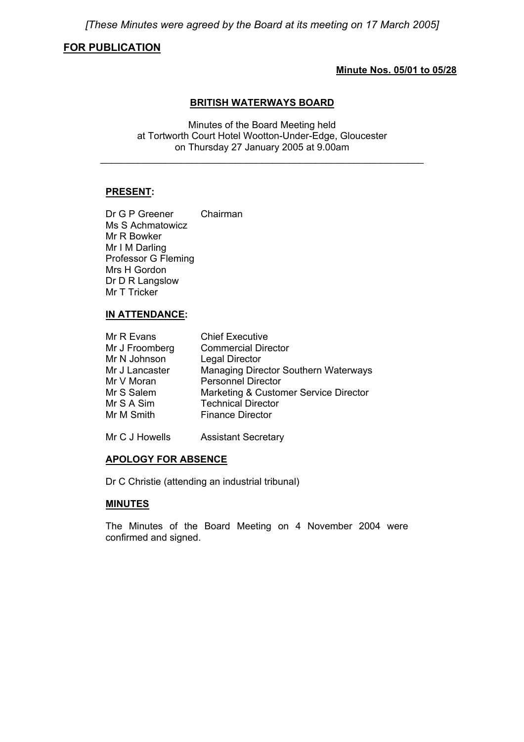*[These Minutes were agreed by the Board at its meeting on 17 March 2005]*

**FOR PUBLICATION**

**Minute Nos. 05/01 to 05/28**

# BRITISH WATERWAYS BOARD

Minutes of the Board Meeting held
at Tortworth Court Hotel Wootton-Under-Edge, Gloucester
on Thursday 27 January 2005 at 9.00am

---

## PRESENT:

| | |
|---|---|
| Dr G P Greener | Chairman |
| Ms S Achmatowicz | |
| Mr R Bowker | |
| Mr I M Darling | |
| Professor G Fleming | |
| Mrs H Gordon | |
| Dr D R Langslow | |
| Mr T Tricker | |

## IN ATTENDANCE:

| | |
|---|---|
| Mr R Evans | Chief Executive |
| Mr J Froomberg | Commercial Director |
| Mr N Johnson | Legal Director |
| Mr J Lancaster | Managing Director Southern Waterways |
| Mr V Moran | Personnel Director |
| Mr S Salem | Marketing & Customer Service Director |
| Mr S A Sim | Technical Director |
| Mr M Smith | Finance Director |
| | |
| Mr C J Howells | Assistant Secretary |

## APOLOGY FOR ABSENCE

Dr C Christie (attending an industrial tribunal)

## MINUTES

The Minutes of the Board Meeting on 4 November 2004 were confirmed and signed.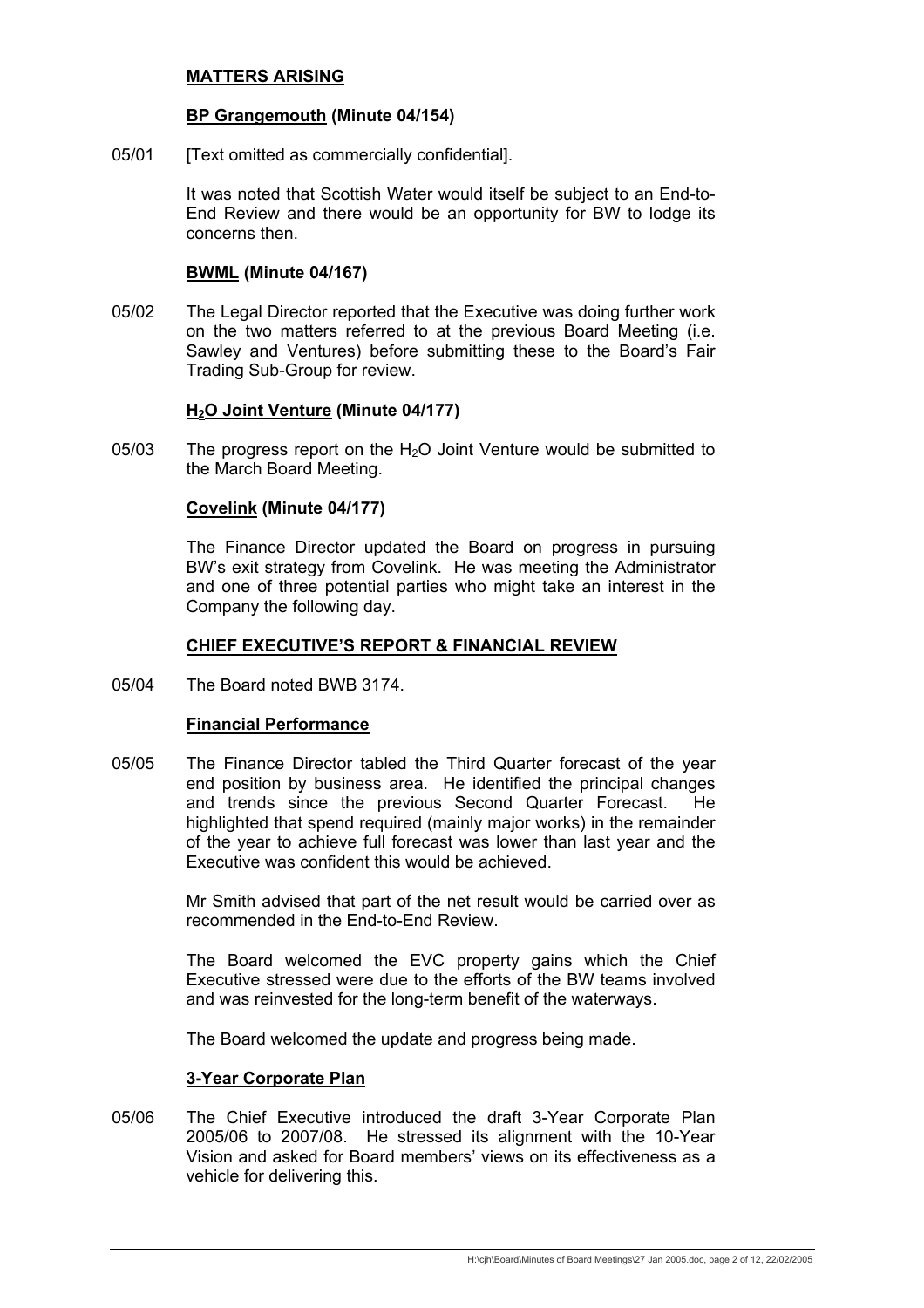## MATTERS ARISING

### BP Grangemouth (Minute 04/154)

05/01 [Text omitted as commercially confidential].

It was noted that Scottish Water would itself be subject to an End-to-End Review and there would be an opportunity for BW to lodge its concerns then.

### BWML (Minute 04/167)

05/02 The Legal Director reported that the Executive was doing further work on the two matters referred to at the previous Board Meeting (i.e. Sawley and Ventures) before submitting these to the Board's Fair Trading Sub-Group for review.

### $H_2O$ Joint Venture (Minute 04/177)

05/03 The progress report on the $H_2O$ Joint Venture would be submitted to the March Board Meeting.

### Covelink (Minute 04/177)

The Finance Director updated the Board on progress in pursuing BW's exit strategy from Covelink. He was meeting the Administrator and one of three potential parties who might take an interest in the Company the following day.

## CHIEF EXECUTIVE'S REPORT & FINANCIAL REVIEW

05/04 The Board noted BWB 3174.

### Financial Performance

05/05 The Finance Director tabled the Third Quarter forecast of the year end position by business area. He identified the principal changes and trends since the previous Second Quarter Forecast. He highlighted that spend required (mainly major works) in the remainder of the year to achieve full forecast was lower than last year and the Executive was confident this would be achieved.

Mr Smith advised that part of the net result would be carried over as recommended in the End-to-End Review.

The Board welcomed the EVC property gains which the Chief Executive stressed were due to the efforts of the BW teams involved and was reinvested for the long-term benefit of the waterways.

The Board welcomed the update and progress being made.

### 3-Year Corporate Plan

05/06 The Chief Executive introduced the draft 3-Year Corporate Plan 2005/06 to 2007/08. He stressed its alignment with the 10-Year Vision and asked for Board members' views on its effectiveness as a vehicle for delivering this.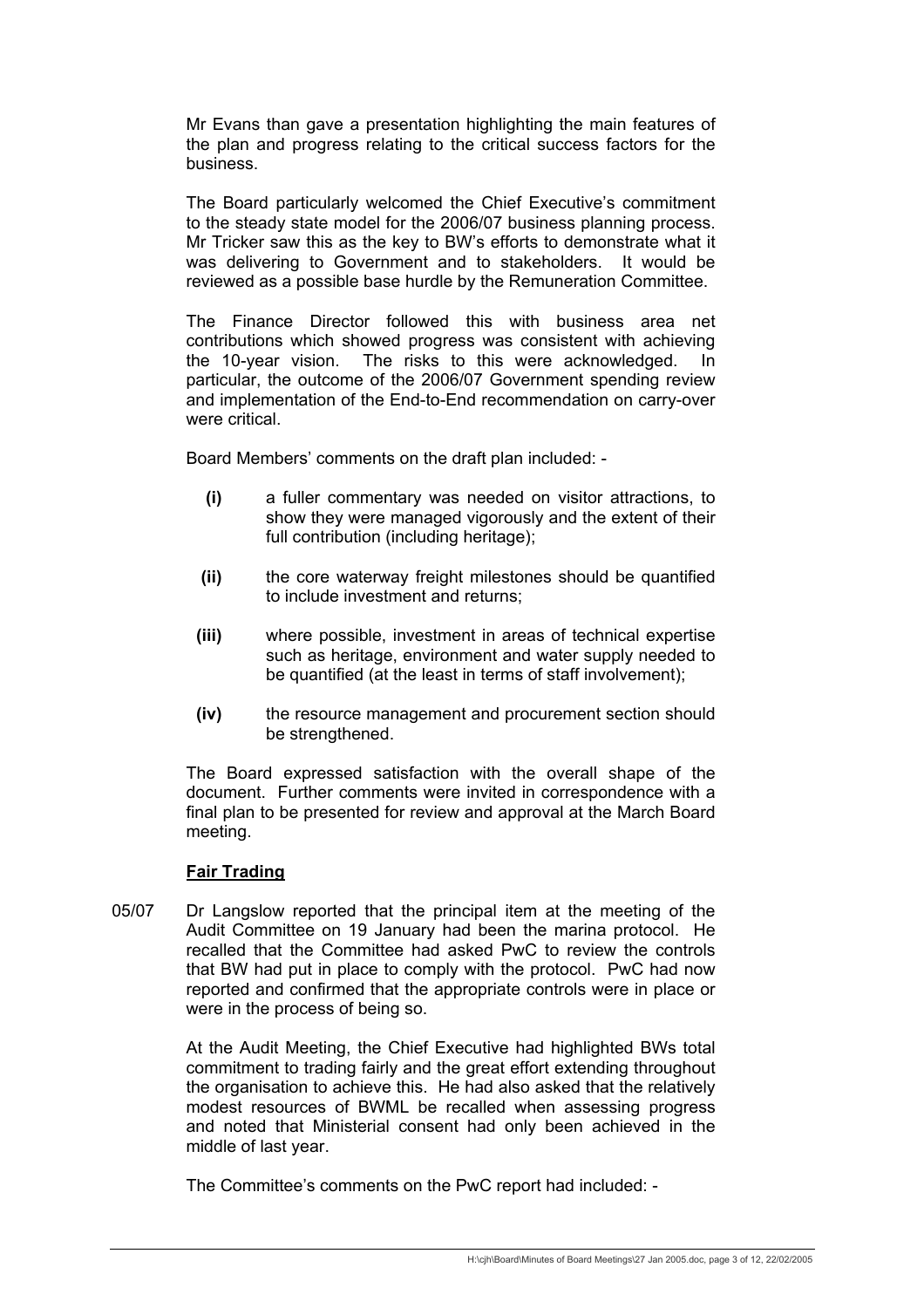Mr Evans than gave a presentation highlighting the main features of the plan and progress relating to the critical success factors for the business.

The Board particularly welcomed the Chief Executive's commitment to the steady state model for the 2006/07 business planning process. Mr Tricker saw this as the key to BW's efforts to demonstrate what it was delivering to Government and to stakeholders. It would be reviewed as a possible base hurdle by the Remuneration Committee.

The Finance Director followed this with business area net contributions which showed progress was consistent with achieving the 10-year vision. The risks to this were acknowledged. In particular, the outcome of the 2006/07 Government spending review and implementation of the End-to-End recommendation on carry-over were critical.

Board Members' comments on the draft plan included: -

- **(i)** a fuller commentary was needed on visitor attractions, to show they were managed vigorously and the extent of their full contribution (including heritage);
- **(ii)** the core waterway freight milestones should be quantified to include investment and returns;
- **(iii)** where possible, investment in areas of technical expertise such as heritage, environment and water supply needed to be quantified (at the least in terms of staff involvement);
- **(iv)** the resource management and procurement section should be strengthened.

The Board expressed satisfaction with the overall shape of the document. Further comments were invited in correspondence with a final plan to be presented for review and approval at the March Board meeting.

## Fair Trading

05/07 Dr Langslow reported that the principal item at the meeting of the Audit Committee on 19 January had been the marina protocol. He recalled that the Committee had asked PwC to review the controls that BW had put in place to comply with the protocol. PwC had now reported and confirmed that the appropriate controls were in place or were in the process of being so.

At the Audit Meeting, the Chief Executive had highlighted BWs total commitment to trading fairly and the great effort extending throughout the organisation to achieve this. He had also asked that the relatively modest resources of BWML be recalled when assessing progress and noted that Ministerial consent had only been achieved in the middle of last year.

The Committee's comments on the PwC report had included: -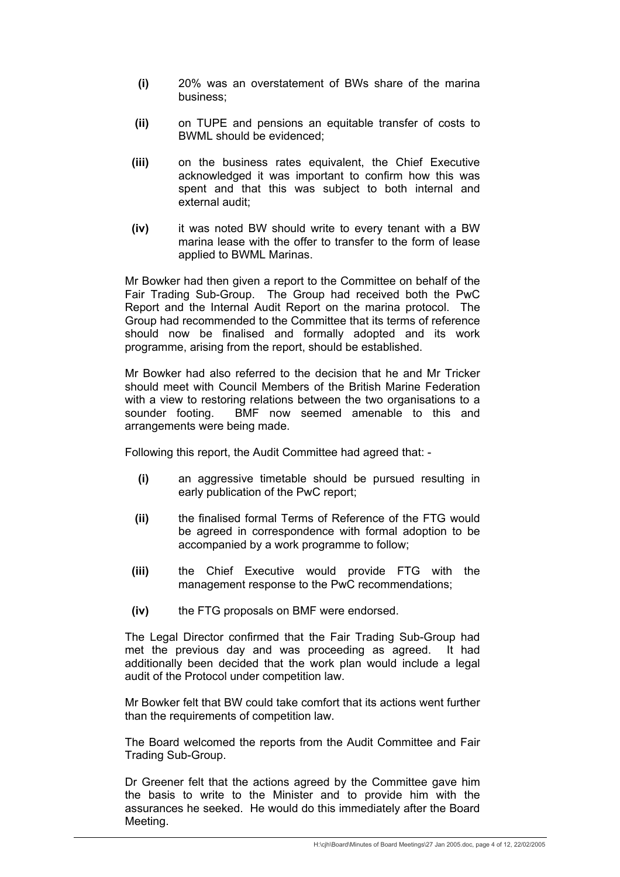- **(i)** 20% was an overstatement of BWs share of the marina business;
- **(ii)** on TUPE and pensions an equitable transfer of costs to BWML should be evidenced;
- **(iii)** on the business rates equivalent, the Chief Executive acknowledged it was important to confirm how this was spent and that this was subject to both internal and external audit;
- **(iv)** it was noted BW should write to every tenant with a BW marina lease with the offer to transfer to the form of lease applied to BWML Marinas.

Mr Bowker had then given a report to the Committee on behalf of the Fair Trading Sub-Group. The Group had received both the PwC Report and the Internal Audit Report on the marina protocol. The Group had recommended to the Committee that its terms of reference should now be finalised and formally adopted and its work programme, arising from the report, should be established.

Mr Bowker had also referred to the decision that he and Mr Tricker should meet with Council Members of the British Marine Federation with a view to restoring relations between the two organisations to a sounder footing. BMF now seemed amenable to this and arrangements were being made.

Following this report, the Audit Committee had agreed that: -

- **(i)** an aggressive timetable should be pursued resulting in early publication of the PwC report;
- **(ii)** the finalised formal Terms of Reference of the FTG would be agreed in correspondence with formal adoption to be accompanied by a work programme to follow;
- **(iii)** the Chief Executive would provide FTG with the management response to the PwC recommendations;
- **(iv)** the FTG proposals on BMF were endorsed.

The Legal Director confirmed that the Fair Trading Sub-Group had met the previous day and was proceeding as agreed. It had additionally been decided that the work plan would include a legal audit of the Protocol under competition law.

Mr Bowker felt that BW could take comfort that its actions went further than the requirements of competition law.

The Board welcomed the reports from the Audit Committee and Fair Trading Sub-Group.

Dr Greener felt that the actions agreed by the Committee gave him the basis to write to the Minister and to provide him with the assurances he seeked. He would do this immediately after the Board Meeting.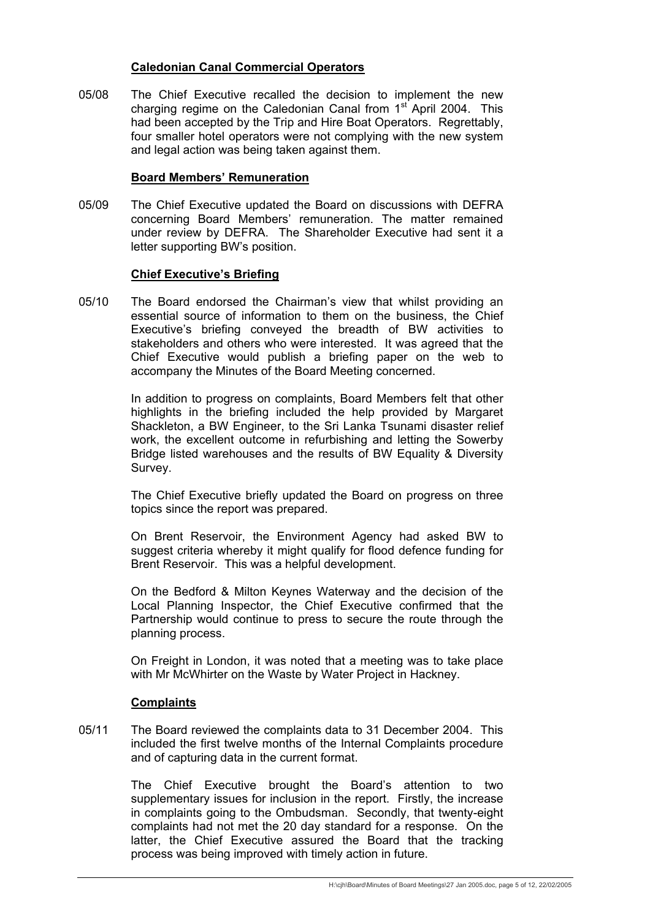### Caledonian Canal Commercial Operators

05/08 The Chief Executive recalled the decision to implement the new charging regime on the Caledonian Canal from 1st April 2004. This had been accepted by the Trip and Hire Boat Operators. Regrettably, four smaller hotel operators were not complying with the new system and legal action was being taken against them.

### Board Members' Remuneration

05/09 The Chief Executive updated the Board on discussions with DEFRA concerning Board Members' remuneration. The matter remained under review by DEFRA. The Shareholder Executive had sent it a letter supporting BW's position.

### Chief Executive's Briefing

05/10 The Board endorsed the Chairman's view that whilst providing an essential source of information to them on the business, the Chief Executive's briefing conveyed the breadth of BW activities to stakeholders and others who were interested. It was agreed that the Chief Executive would publish a briefing paper on the web to accompany the Minutes of the Board Meeting concerned.

In addition to progress on complaints, Board Members felt that other highlights in the briefing included the help provided by Margaret Shackleton, a BW Engineer, to the Sri Lanka Tsunami disaster relief work, the excellent outcome in refurbishing and letting the Sowerby Bridge listed warehouses and the results of BW Equality & Diversity Survey.

The Chief Executive briefly updated the Board on progress on three topics since the report was prepared.

On Brent Reservoir, the Environment Agency had asked BW to suggest criteria whereby it might qualify for flood defence funding for Brent Reservoir. This was a helpful development.

On the Bedford & Milton Keynes Waterway and the decision of the Local Planning Inspector, the Chief Executive confirmed that the Partnership would continue to press to secure the route through the planning process.

On Freight in London, it was noted that a meeting was to take place with Mr McWhirter on the Waste by Water Project in Hackney.

### Complaints

05/11 The Board reviewed the complaints data to 31 December 2004. This included the first twelve months of the Internal Complaints procedure and of capturing data in the current format.

The Chief Executive brought the Board's attention to two supplementary issues for inclusion in the report. Firstly, the increase in complaints going to the Ombudsman. Secondly, that twenty-eight complaints had not met the 20 day standard for a response. On the latter, the Chief Executive assured the Board that the tracking process was being improved with timely action in future.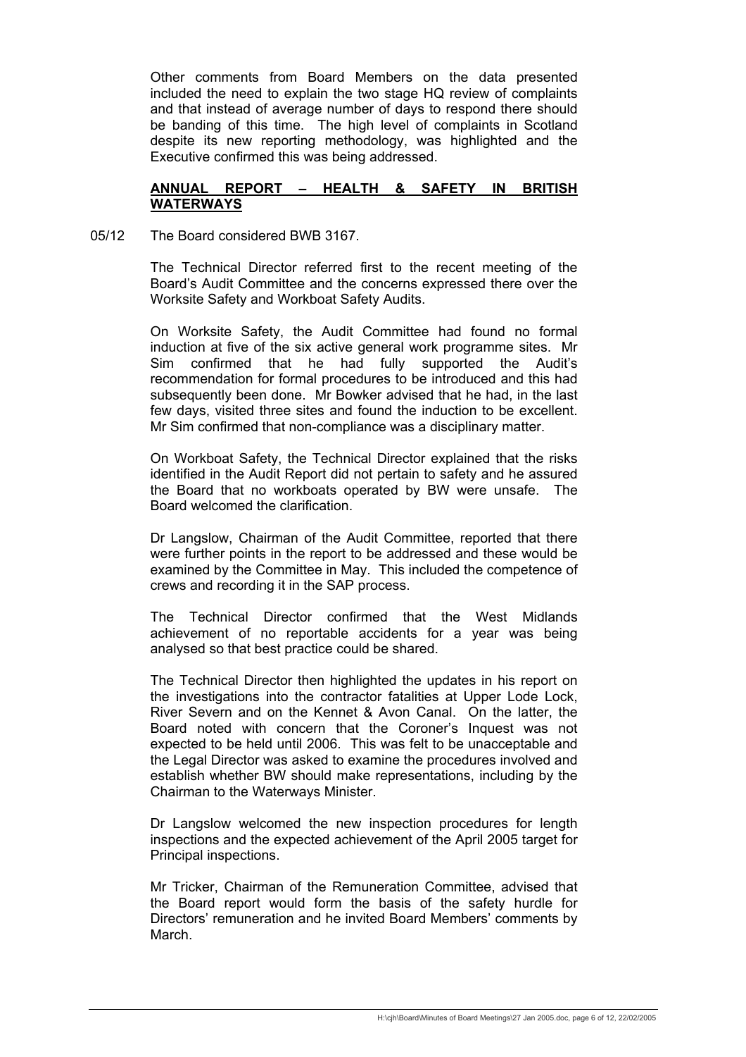Other comments from Board Members on the data presented included the need to explain the two stage HQ review of complaints and that instead of average number of days to respond there should be banding of this time. The high level of complaints in Scotland despite its new reporting methodology, was highlighted and the Executive confirmed this was being addressed.

**ANNUAL REPORT – HEALTH & SAFETY IN BRITISH WATERWAYS**

05/12 The Board considered BWB 3167.

The Technical Director referred first to the recent meeting of the Board's Audit Committee and the concerns expressed there over the Worksite Safety and Workboat Safety Audits.

On Worksite Safety, the Audit Committee had found no formal induction at five of the six active general work programme sites. Mr Sim confirmed that he had fully supported the Audit's recommendation for formal procedures to be introduced and this had subsequently been done. Mr Bowker advised that he had, in the last few days, visited three sites and found the induction to be excellent. Mr Sim confirmed that non-compliance was a disciplinary matter.

On Workboat Safety, the Technical Director explained that the risks identified in the Audit Report did not pertain to safety and he assured the Board that no workboats operated by BW were unsafe. The Board welcomed the clarification.

Dr Langslow, Chairman of the Audit Committee, reported that there were further points in the report to be addressed and these would be examined by the Committee in May. This included the competence of crews and recording it in the SAP process.

The Technical Director confirmed that the West Midlands achievement of no reportable accidents for a year was being analysed so that best practice could be shared.

The Technical Director then highlighted the updates in his report on the investigations into the contractor fatalities at Upper Lode Lock, River Severn and on the Kennet & Avon Canal. On the latter, the Board noted with concern that the Coroner's Inquest was not expected to be held until 2006. This was felt to be unacceptable and the Legal Director was asked to examine the procedures involved and establish whether BW should make representations, including by the Chairman to the Waterways Minister.

Dr Langslow welcomed the new inspection procedures for length inspections and the expected achievement of the April 2005 target for Principal inspections.

Mr Tricker, Chairman of the Remuneration Committee, advised that the Board report would form the basis of the safety hurdle for Directors' remuneration and he invited Board Members' comments by March.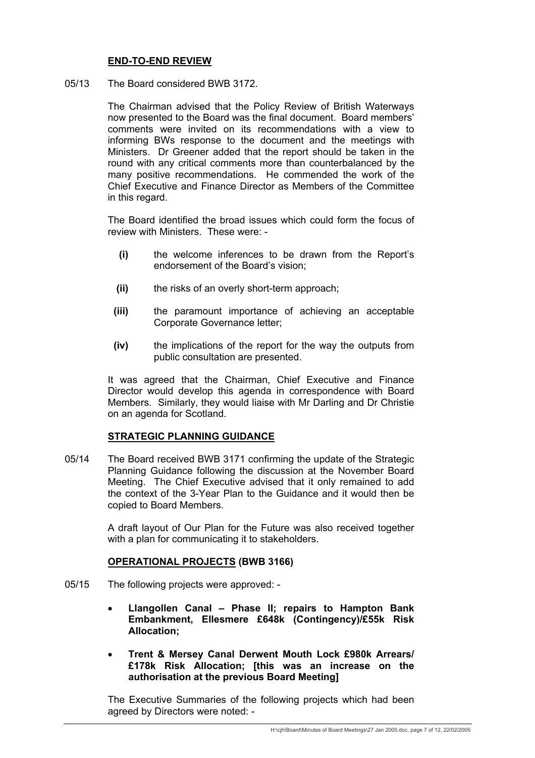## END-TO-END REVIEW

05/13 The Board considered BWB 3172.

The Chairman advised that the Policy Review of British Waterways now presented to the Board was the final document. Board members' comments were invited on its recommendations with a view to informing BWs response to the document and the meetings with Ministers. Dr Greener added that the report should be taken in the round with any critical comments more than counterbalanced by the many positive recommendations. He commended the work of the Chief Executive and Finance Director as Members of the Committee in this regard.

The Board identified the broad issues which could form the focus of review with Ministers. These were: -

- **(i)** the welcome inferences to be drawn from the Report's endorsement of the Board's vision;
- **(ii)** the risks of an overly short-term approach;
- **(iii)** the paramount importance of achieving an acceptable Corporate Governance letter;
- **(iv)** the implications of the report for the way the outputs from public consultation are presented.

It was agreed that the Chairman, Chief Executive and Finance Director would develop this agenda in correspondence with Board Members. Similarly, they would liaise with Mr Darling and Dr Christie on an agenda for Scotland.

## STRATEGIC PLANNING GUIDANCE

05/14 The Board received BWB 3171 confirming the update of the Strategic Planning Guidance following the discussion at the November Board Meeting. The Chief Executive advised that it only remained to add the context of the 3-Year Plan to the Guidance and it would then be copied to Board Members.

A draft layout of Our Plan for the Future was also received together with a plan for communicating it to stakeholders.

## OPERATIONAL PROJECTS (BWB 3166)

05/15 The following projects were approved: -

- **Llangollen Canal – Phase II; repairs to Hampton Bank Embankment, Ellesmere £648k (Contingency)/£55k Risk Allocation;**
- **Trent & Mersey Canal Derwent Mouth Lock £980k Arrears/ £178k Risk Allocation; [this was an increase on the authorisation at the previous Board Meeting]**

The Executive Summaries of the following projects which had been agreed by Directors were noted: -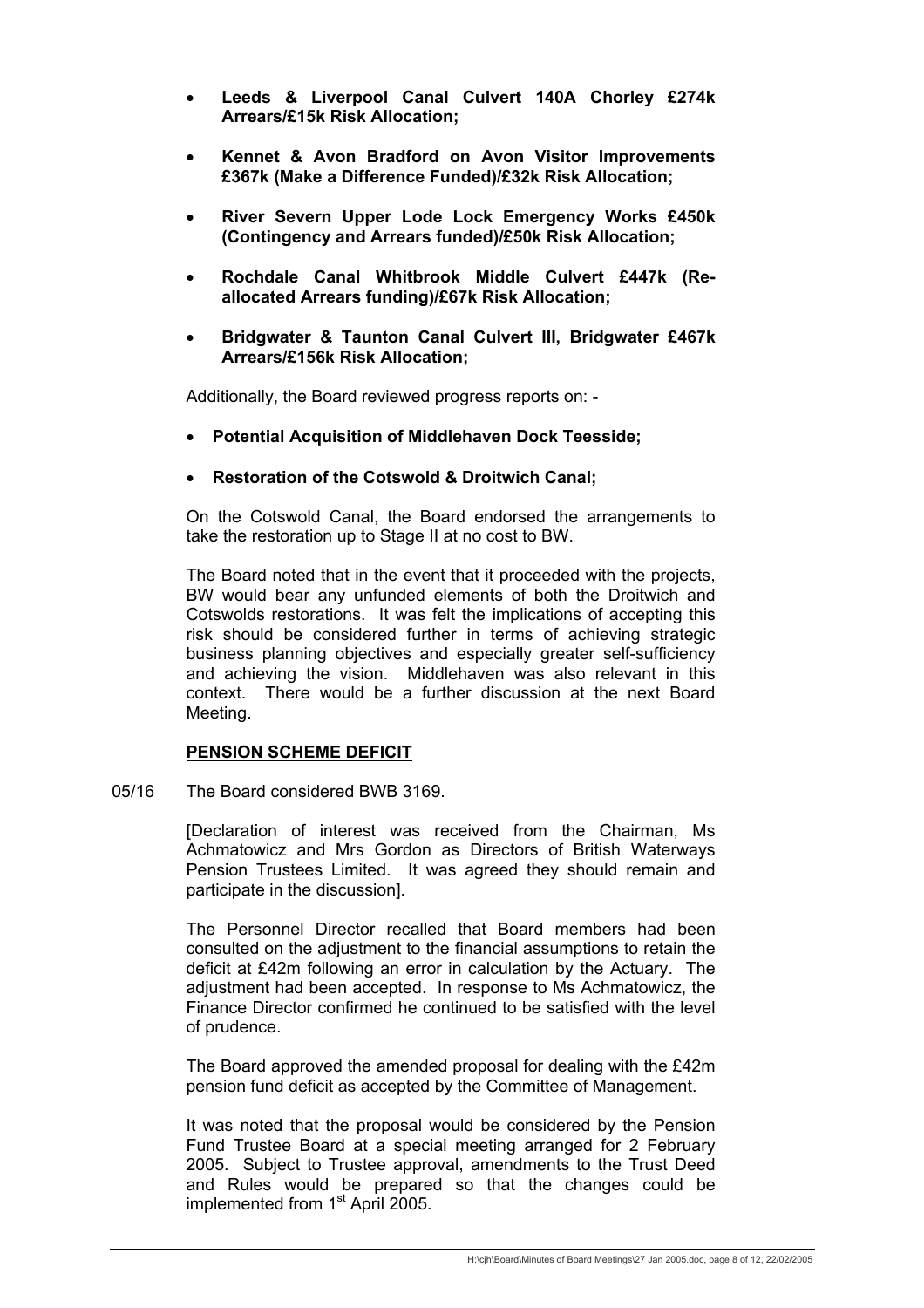- **Leeds & Liverpool Canal Culvert 140A Chorley £274k Arrears/£15k Risk Allocation;**

- **Kennet & Avon Bradford on Avon Visitor Improvements £367k (Make a Difference Funded)/£32k Risk Allocation;**

- **River Severn Upper Lode Lock Emergency Works £450k (Contingency and Arrears funded)/£50k Risk Allocation;**

- **Rochdale Canal Whitbrook Middle Culvert £447k (Re-allocated Arrears funding)/£67k Risk Allocation;**

- **Bridgwater & Taunton Canal Culvert III, Bridgwater £467k Arrears/£156k Risk Allocation;**

Additionally, the Board reviewed progress reports on: -

- **Potential Acquisition of Middlehaven Dock Teesside;**

- **Restoration of the Cotswold & Droitwich Canal;**

On the Cotswold Canal, the Board endorsed the arrangements to take the restoration up to Stage II at no cost to BW.

The Board noted that in the event that it proceeded with the projects, BW would bear any unfunded elements of both the Droitwich and Cotswolds restorations. It was felt the implications of accepting this risk should be considered further in terms of achieving strategic business planning objectives and especially greater self-sufficiency and achieving the vision. Middlehaven was also relevant in this context. There would be a further discussion at the next Board Meeting.

**PENSION SCHEME DEFICIT**

05/16 The Board considered BWB 3169.

[Declaration of interest was received from the Chairman, Ms Achmatowicz and Mrs Gordon as Directors of British Waterways Pension Trustees Limited. It was agreed they should remain and participate in the discussion].

The Personnel Director recalled that Board members had been consulted on the adjustment to the financial assumptions to retain the deficit at £42m following an error in calculation by the Actuary. The adjustment had been accepted. In response to Ms Achmatowicz, the Finance Director confirmed he continued to be satisfied with the level of prudence.

The Board approved the amended proposal for dealing with the £42m pension fund deficit as accepted by the Committee of Management.

It was noted that the proposal would be considered by the Pension Fund Trustee Board at a special meeting arranged for 2 February 2005. Subject to Trustee approval, amendments to the Trust Deed and Rules would be prepared so that the changes could be implemented from 1st April 2005.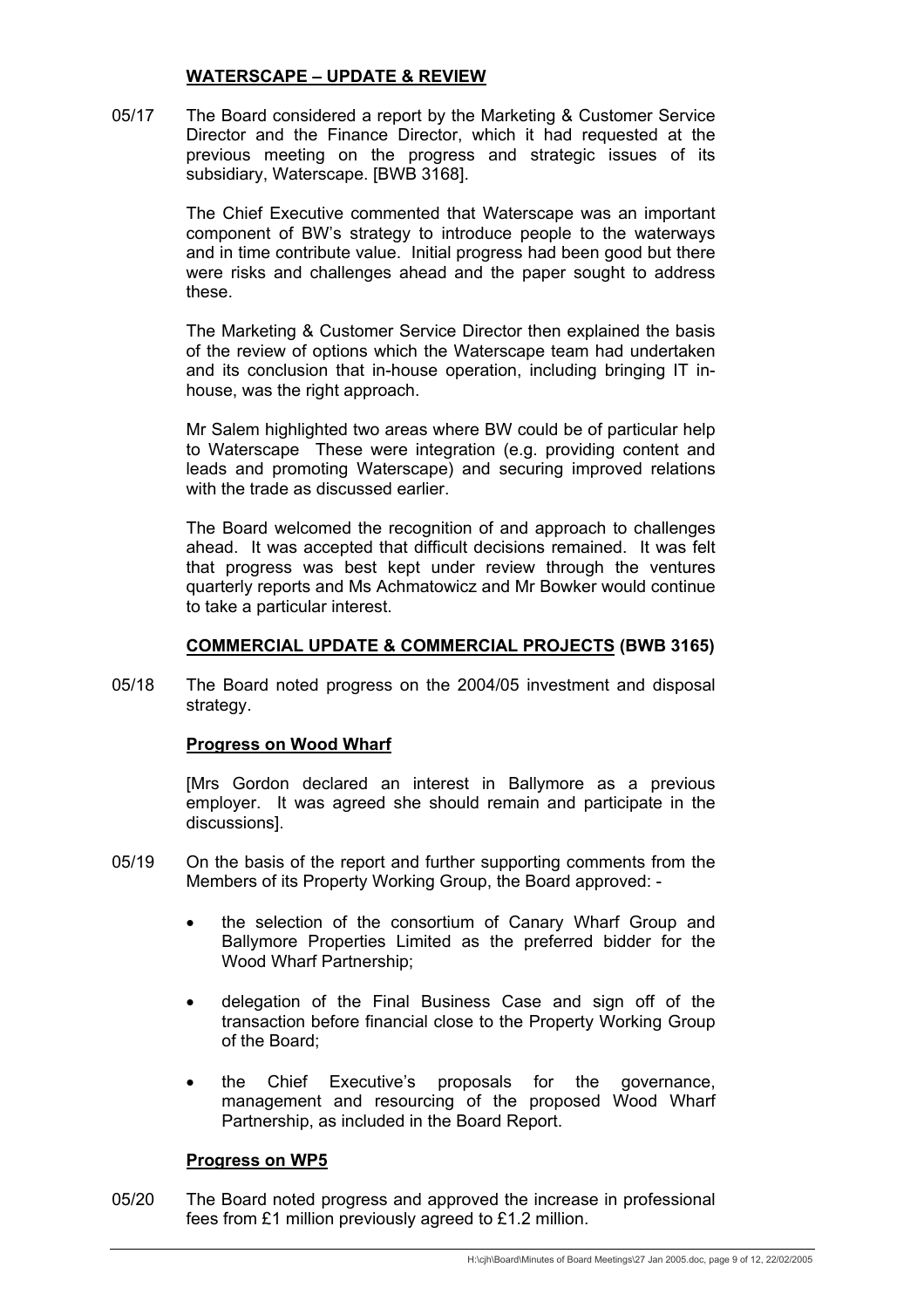## WATERSCAPE – UPDATE & REVIEW

05/17 The Board considered a report by the Marketing & Customer Service Director and the Finance Director, which it had requested at the previous meeting on the progress and strategic issues of its subsidiary, Waterscape. [BWB 3168].

The Chief Executive commented that Waterscape was an important component of BW's strategy to introduce people to the waterways and in time contribute value. Initial progress had been good but there were risks and challenges ahead and the paper sought to address these.

The Marketing & Customer Service Director then explained the basis of the review of options which the Waterscape team had undertaken and its conclusion that in-house operation, including bringing IT in-house, was the right approach.

Mr Salem highlighted two areas where BW could be of particular help to Waterscape These were integration (e.g. providing content and leads and promoting Waterscape) and securing improved relations with the trade as discussed earlier.

The Board welcomed the recognition of and approach to challenges ahead. It was accepted that difficult decisions remained. It was felt that progress was best kept under review through the ventures quarterly reports and Ms Achmatowicz and Mr Bowker would continue to take a particular interest.

## COMMERCIAL UPDATE & COMMERCIAL PROJECTS (BWB 3165)

05/18 The Board noted progress on the 2004/05 investment and disposal strategy.

### Progress on Wood Wharf

[Mrs Gordon declared an interest in Ballymore as a previous employer. It was agreed she should remain and participate in the discussions].

05/19 On the basis of the report and further supporting comments from the Members of its Property Working Group, the Board approved: -

- the selection of the consortium of Canary Wharf Group and Ballymore Properties Limited as the preferred bidder for the Wood Wharf Partnership;
- delegation of the Final Business Case and sign off of the transaction before financial close to the Property Working Group of the Board;
- the Chief Executive's proposals for the governance, management and resourcing of the proposed Wood Wharf Partnership, as included in the Board Report.

### Progress on WP5

05/20 The Board noted progress and approved the increase in professional fees from £1 million previously agreed to £1.2 million.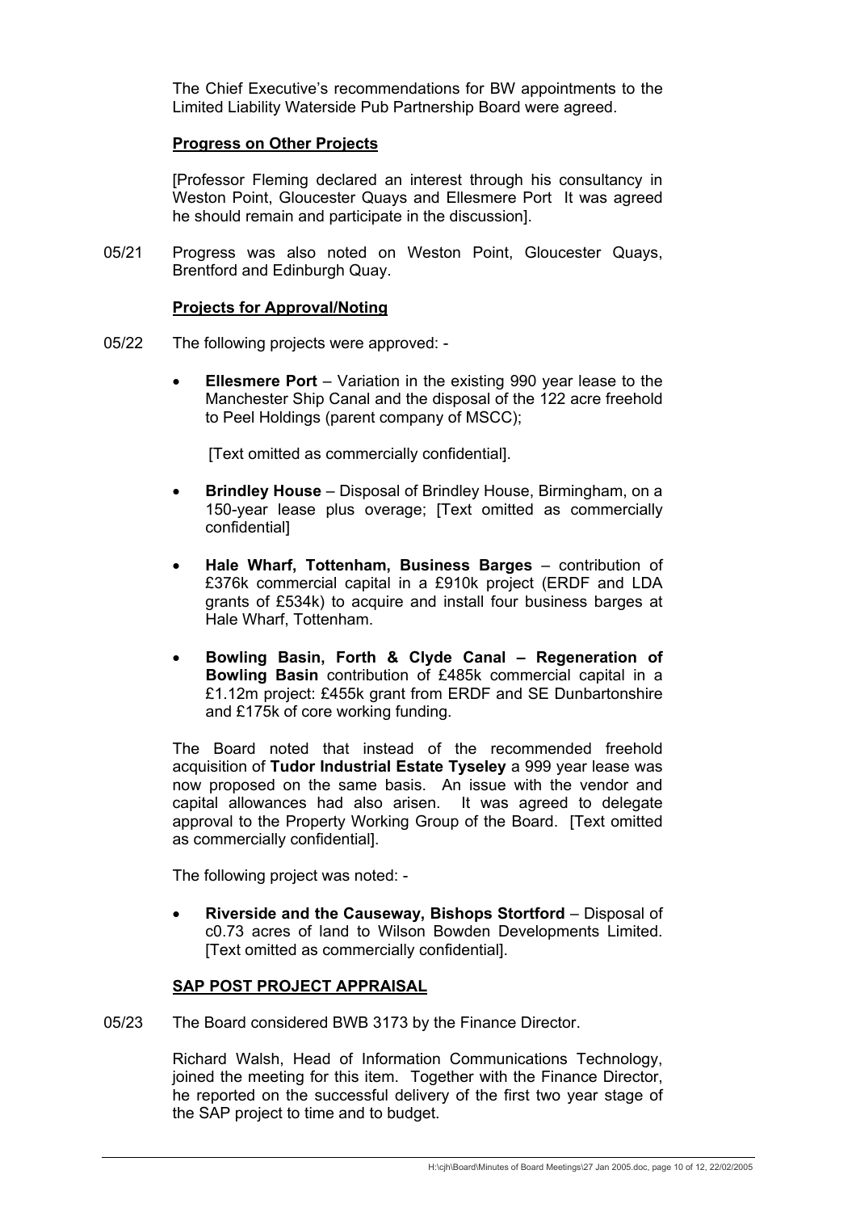The Chief Executive's recommendations for BW appointments to the Limited Liability Waterside Pub Partnership Board were agreed.

**Progress on Other Projects**

[Professor Fleming declared an interest through his consultancy in Weston Point, Gloucester Quays and Ellesmere Port It was agreed he should remain and participate in the discussion].

05/21 Progress was also noted on Weston Point, Gloucester Quays, Brentford and Edinburgh Quay.

**Projects for Approval/Noting**

05/22 The following projects were approved: -

- **Ellesmere Port** – Variation in the existing 990 year lease to the Manchester Ship Canal and the disposal of the 122 acre freehold to Peel Holdings (parent company of MSCC);

  [Text omitted as commercially confidential].

- **Brindley House** – Disposal of Brindley House, Birmingham, on a 150-year lease plus overage; [Text omitted as commercially confidential]

- **Hale Wharf, Tottenham, Business Barges** – contribution of £376k commercial capital in a £910k project (ERDF and LDA grants of £534k) to acquire and install four business barges at Hale Wharf, Tottenham.

- **Bowling Basin, Forth & Clyde Canal – Regeneration of Bowling Basin** contribution of £485k commercial capital in a £1.12m project: £455k grant from ERDF and SE Dunbartonshire and £175k of core working funding.

The Board noted that instead of the recommended freehold acquisition of **Tudor Industrial Estate Tyseley** a 999 year lease was now proposed on the same basis. An issue with the vendor and capital allowances had also arisen. It was agreed to delegate approval to the Property Working Group of the Board. [Text omitted as commercially confidential].

The following project was noted: -

- **Riverside and the Causeway, Bishops Stortford** – Disposal of c0.73 acres of land to Wilson Bowden Developments Limited. [Text omitted as commercially confidential].

**SAP POST PROJECT APPRAISAL**

05/23 The Board considered BWB 3173 by the Finance Director.

Richard Walsh, Head of Information Communications Technology, joined the meeting for this item. Together with the Finance Director, he reported on the successful delivery of the first two year stage of the SAP project to time and to budget.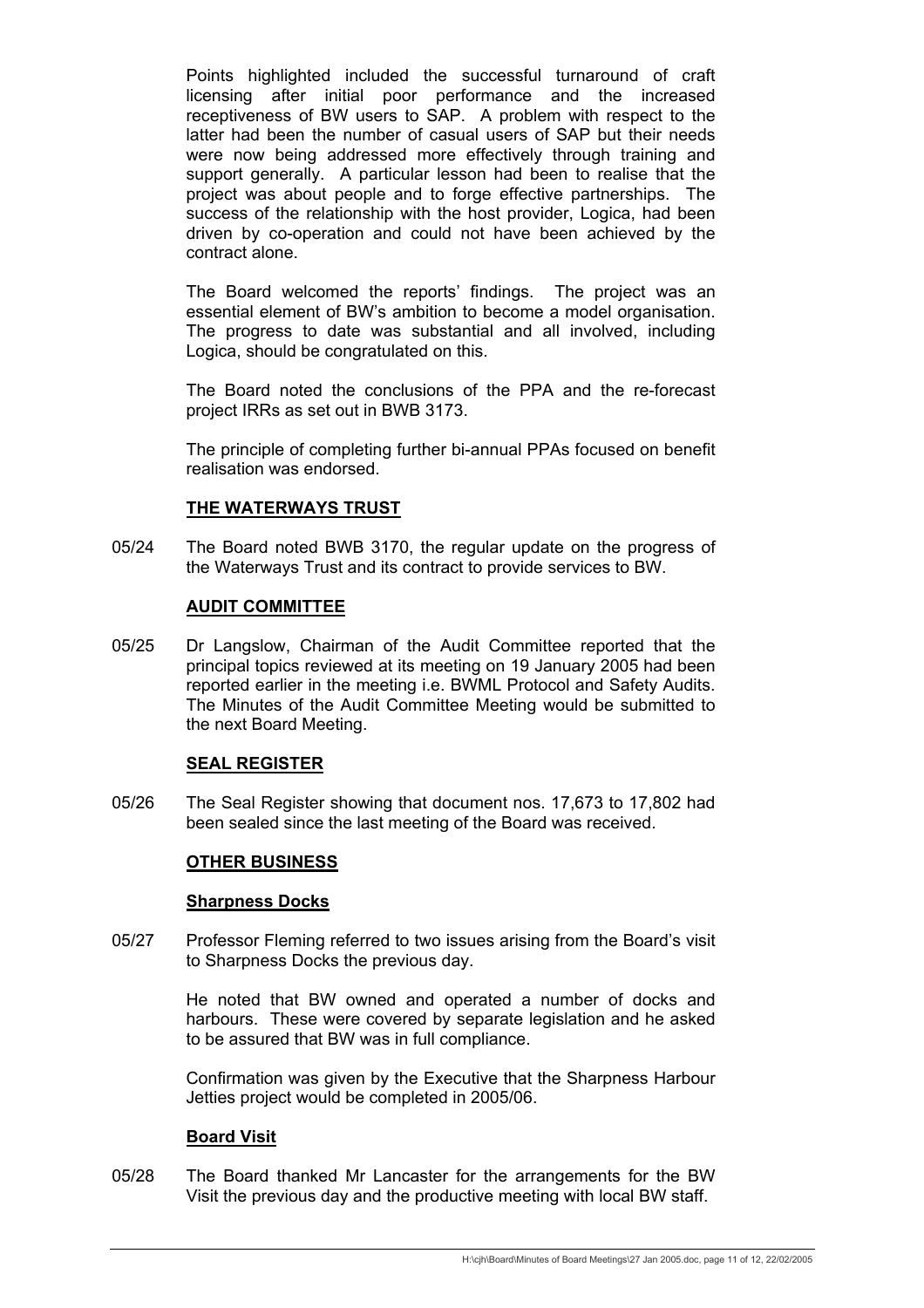Points highlighted included the successful turnaround of craft licensing after initial poor performance and the increased receptiveness of BW users to SAP. A problem with respect to the latter had been the number of casual users of SAP but their needs were now being addressed more effectively through training and support generally. A particular lesson had been to realise that the project was about people and to forge effective partnerships. The success of the relationship with the host provider, Logica, had been driven by co-operation and could not have been achieved by the contract alone.

The Board welcomed the reports' findings. The project was an essential element of BW's ambition to become a model organisation. The progress to date was substantial and all involved, including Logica, should be congratulated on this.

The Board noted the conclusions of the PPA and the re-forecast project IRRs as set out in BWB 3173.

The principle of completing further bi-annual PPAs focused on benefit realisation was endorsed.

## **THE WATERWAYS TRUST**

05/24 The Board noted BWB 3170, the regular update on the progress of the Waterways Trust and its contract to provide services to BW.

## **AUDIT COMMITTEE**

05/25 Dr Langslow, Chairman of the Audit Committee reported that the principal topics reviewed at its meeting on 19 January 2005 had been reported earlier in the meeting i.e. BWML Protocol and Safety Audits. The Minutes of the Audit Committee Meeting would be submitted to the next Board Meeting.

## **SEAL REGISTER**

05/26 The Seal Register showing that document nos. 17,673 to 17,802 had been sealed since the last meeting of the Board was received.

## **OTHER BUSINESS**

### **Sharpness Docks**

05/27 Professor Fleming referred to two issues arising from the Board's visit to Sharpness Docks the previous day.

He noted that BW owned and operated a number of docks and harbours. These were covered by separate legislation and he asked to be assured that BW was in full compliance.

Confirmation was given by the Executive that the Sharpness Harbour Jetties project would be completed in 2005/06.

### **Board Visit**

05/28 The Board thanked Mr Lancaster for the arrangements for the BW Visit the previous day and the productive meeting with local BW staff.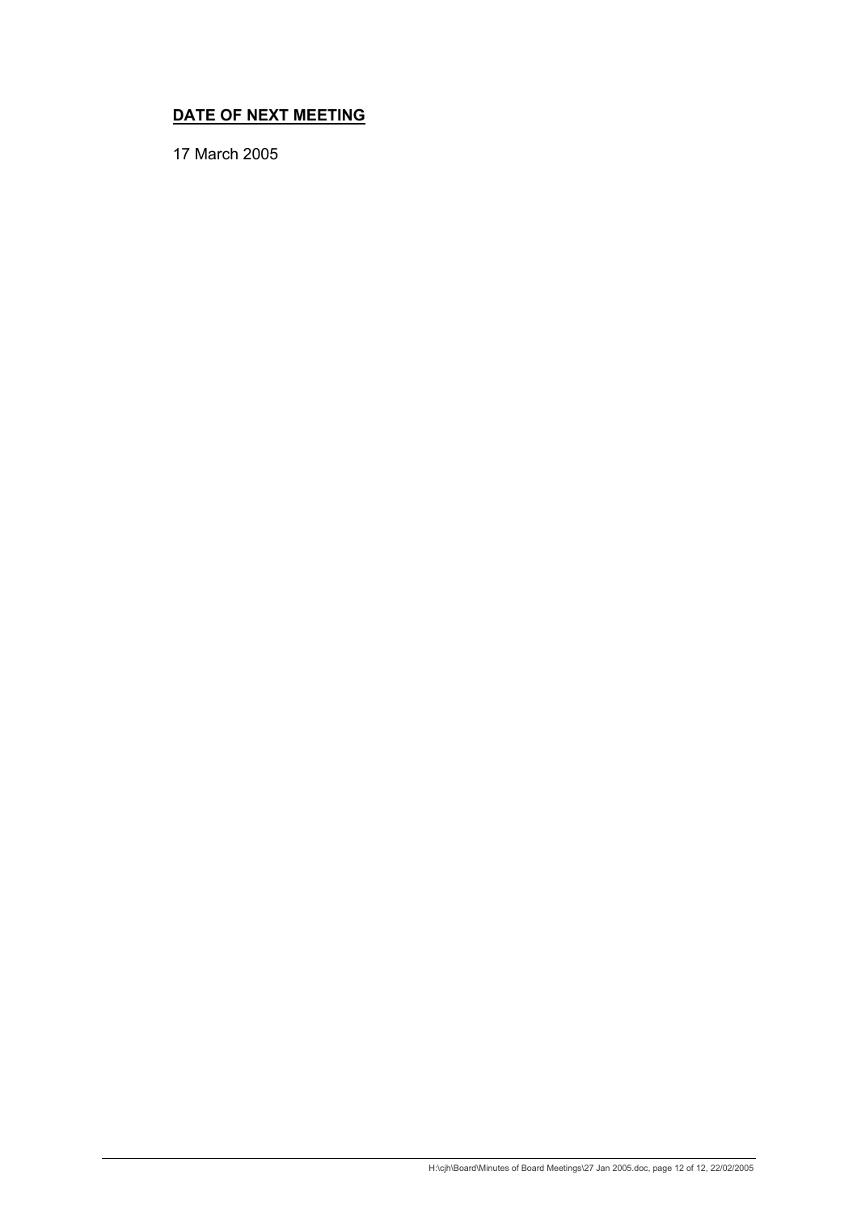## **DATE OF NEXT MEETING**

17 March 2005